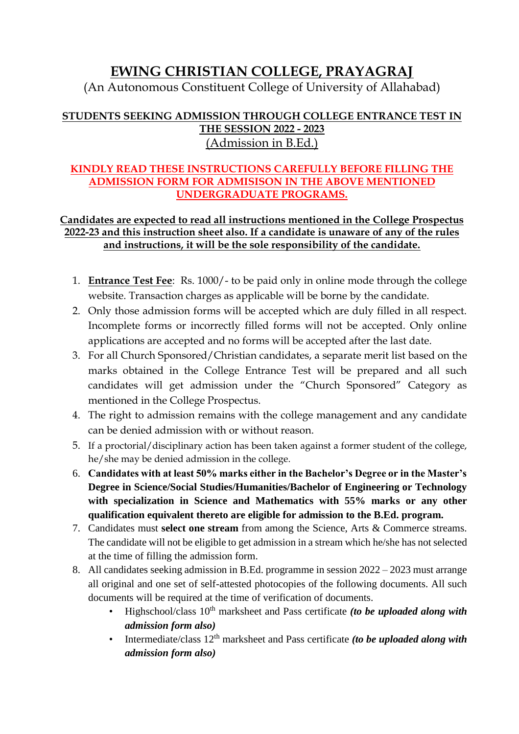# EWING CHRISTIAN COLLEGE, PRAYAGRAJ

(An Autonomous Constituent College of University of Allahabad)

## STUDENTS SEEKING ADMISSION THROUGH COLLEGE ENTRANCE TEST IN THE SESSION 2022 - 2023

(Admission in B.Ed.)

**KINDLY READ THESE INSTRUCTIONS CAREFULLY BEFORE FILLING THE ADMISSION FORM FOR ADMISISON IN THE ABOVE MENTIONED UNDERGRADUATE PROGRAMS.**

**Candidates are expected to read all instructions mentioned in the College Prospectus 2022-23 and this instruction sheet also. If a candidate is unaware of any of the rules and instructions, it will be the sole responsibility of the candidate.**

1. **Entrance Test Fee**: Rs. 1000/- to be paid only in online mode through the college website. Transaction charges as applicable will be borne by the candidate.
2. Only those admission forms will be accepted which are duly filled in all respect. Incomplete forms or incorrectly filled forms will not be accepted. Only online applications are accepted and no forms will be accepted after the last date.
3. For all Church Sponsored/Christian candidates, a separate merit list based on the marks obtained in the College Entrance Test will be prepared and all such candidates will get admission under the "Church Sponsored" Category as mentioned in the College Prospectus.
4. The right to admission remains with the college management and any candidate can be denied admission with or without reason.
5. If a proctorial/disciplinary action has been taken against a former student of the college, he/she may be denied admission in the college.
6. **Candidates with at least 50% marks either in the Bachelor's Degree or in the Master's Degree in Science/Social Studies/Humanities/Bachelor of Engineering or Technology with specialization in Science and Mathematics with 55% marks or any other qualification equivalent thereto are eligible for admission to the B.Ed. program.**
7. Candidates must **select one stream** from among the Science, Arts & Commerce streams. The candidate will not be eligible to get admission in a stream which he/she has not selected at the time of filling the admission form.
8. All candidates seeking admission in B.Ed. programme in session 2022 – 2023 must arrange all original and one set of self-attested photocopies of the following documents. All such documents will be required at the time of verification of documents.
   - Highschool/class 10th marksheet and Pass certificate ***(to be uploaded along with admission form also)***
   - Intermediate/class 12th marksheet and Pass certificate ***(to be uploaded along with admission form also)***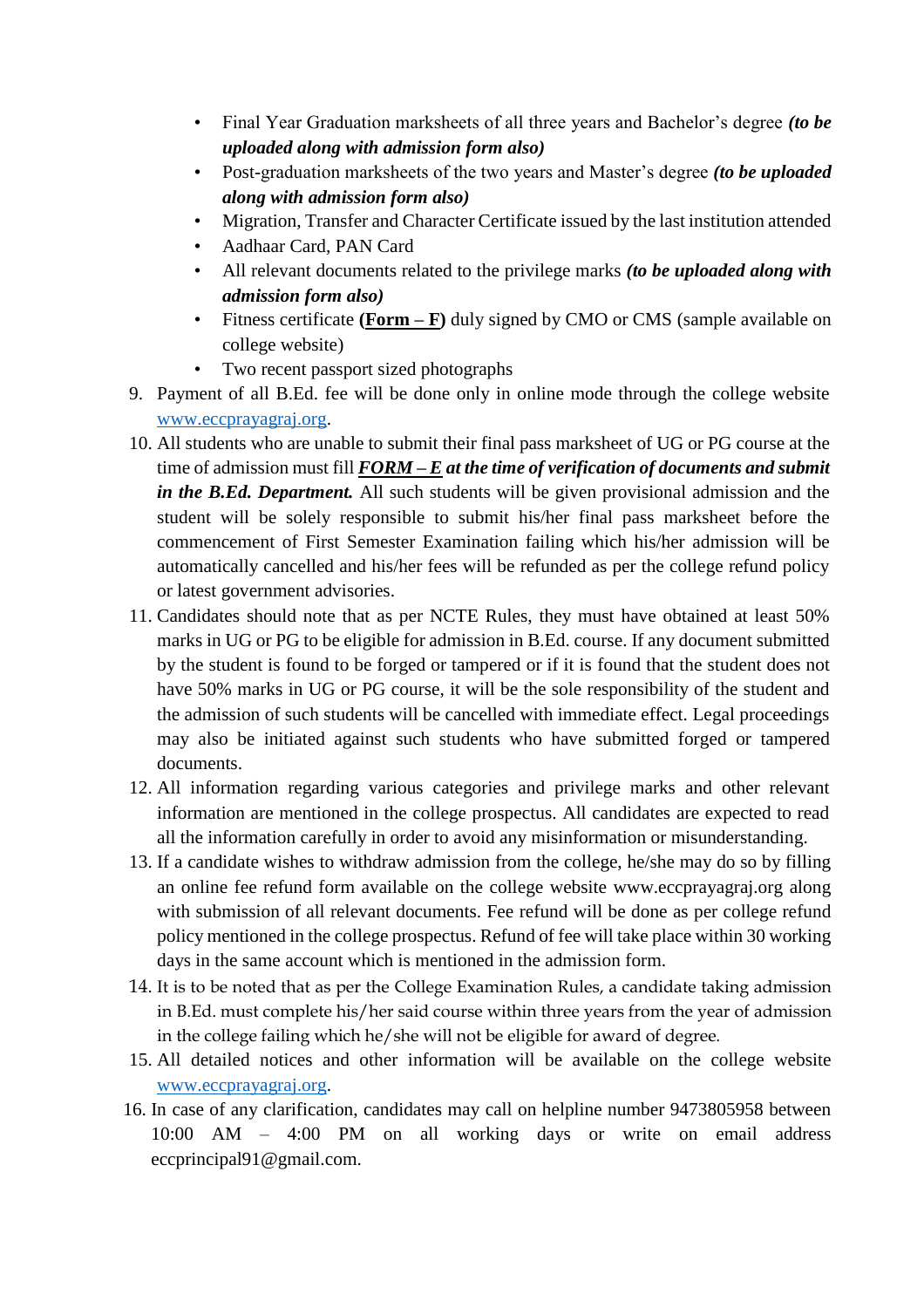- Final Year Graduation marksheets of all three years and Bachelor's degree ***(to be uploaded along with admission form also)***
- Post-graduation marksheets of the two years and Master's degree ***(to be uploaded along with admission form also)***
- Migration, Transfer and Character Certificate issued by the last institution attended
- Aadhaar Card, PAN Card
- All relevant documents related to the privilege marks ***(to be uploaded along with admission form also)***
- Fitness certificate **(<u>Form – F</u>)** duly signed by CMO or CMS (sample available on college website)
- Two recent passport sized photographs

9. Payment of all B.Ed. fee will be done only in online mode through the college website www.eccprayagraj.org.
10. All students who are unable to submit their final pass marksheet of UG or PG course at the time of admission must fill ***<u>FORM – E</u> at the time of verification of documents and submit in the B.Ed. Department.*** All such students will be given provisional admission and the student will be solely responsible to submit his/her final pass marksheet before the commencement of First Semester Examination failing which his/her admission will be automatically cancelled and his/her fees will be refunded as per the college refund policy or latest government advisories.
11. Candidates should note that as per NCTE Rules, they must have obtained at least 50% marks in UG or PG to be eligible for admission in B.Ed. course. If any document submitted by the student is found to be forged or tampered or if it is found that the student does not have 50% marks in UG or PG course, it will be the sole responsibility of the student and the admission of such students will be cancelled with immediate effect. Legal proceedings may also be initiated against such students who have submitted forged or tampered documents.
12. All information regarding various categories and privilege marks and other relevant information are mentioned in the college prospectus. All candidates are expected to read all the information carefully in order to avoid any misinformation or misunderstanding.
13. If a candidate wishes to withdraw admission from the college, he/she may do so by filling an online fee refund form available on the college website www.eccprayagraj.org along with submission of all relevant documents. Fee refund will be done as per college refund policy mentioned in the college prospectus. Refund of fee will take place within 30 working days in the same account which is mentioned in the admission form.
14. It is to be noted that as per the College Examination Rules, a candidate taking admission in B.Ed. must complete his/her said course within three years from the year of admission in the college failing which he/she will not be eligible for award of degree.
15. All detailed notices and other information will be available on the college website www.eccprayagraj.org.
16. In case of any clarification, candidates may call on helpline number 9473805958 between 10:00 AM – 4:00 PM on all working days or write on email address eccprincipal91@gmail.com.